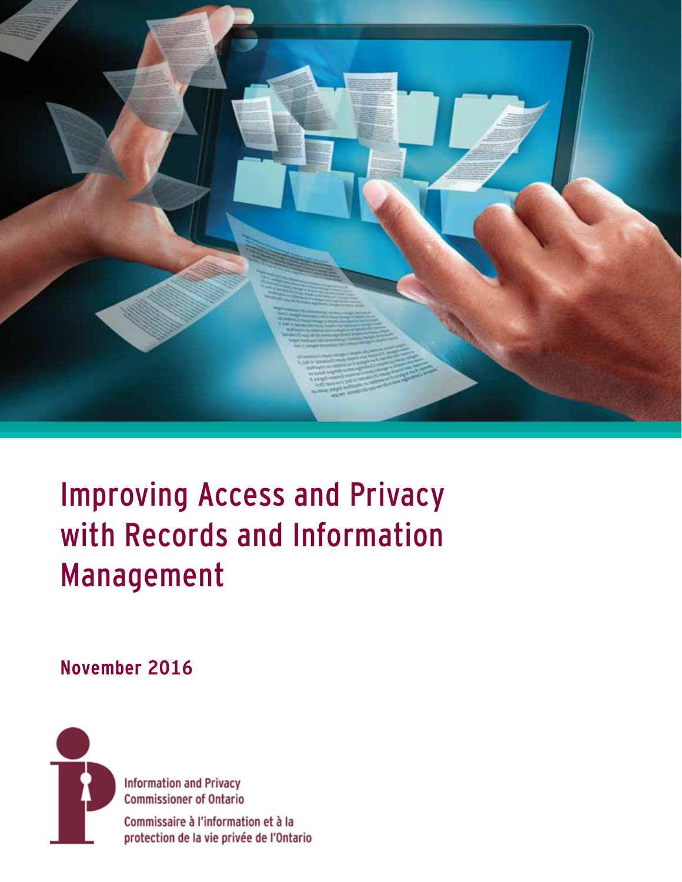# Improving Access and Privacy with Records and Information Management

**November 2016**

Information and Privacy Commissioner of Ontario

Commissaire à l'information et à la protection de la vie privée de l'Ontario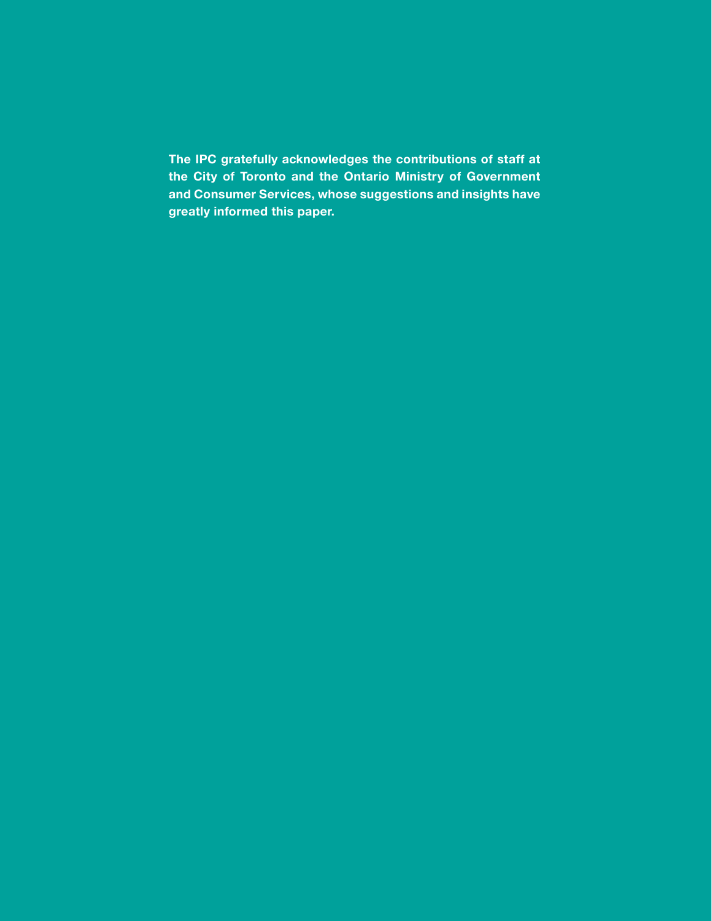**The IPC gratefully acknowledges the contributions of staff at the City of Toronto and the Ontario Ministry of Government and Consumer Services, whose suggestions and insights have greatly informed this paper.**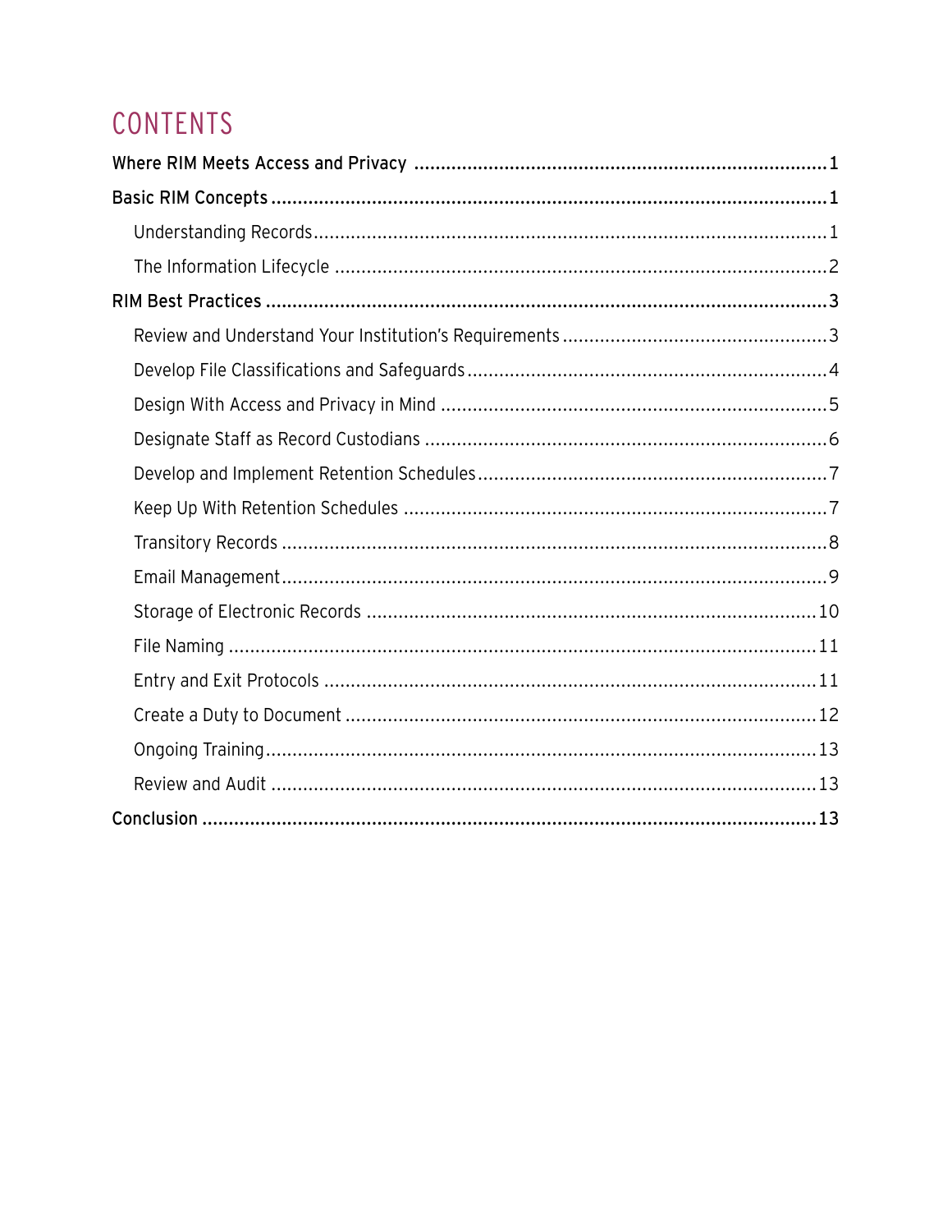# CONTENTS

**Where RIM Meets Access and Privacy** .......... 1

**Basic RIM Concepts** .......... 1

- Understanding Records .......... 1
- The Information Lifecycle .......... 2

**RIM Best Practices** .......... 3

- Review and Understand Your Institution's Requirements .......... 3
- Develop File Classifications and Safeguards .......... 4
- Design With Access and Privacy in Mind .......... 5
- Designate Staff as Record Custodians .......... 6
- Develop and Implement Retention Schedules .......... 7
- Keep Up With Retention Schedules .......... 7
- Transitory Records .......... 8
- Email Management .......... 9
- Storage of Electronic Records .......... 10
- File Naming .......... 11
- Entry and Exit Protocols .......... 11
- Create a Duty to Document .......... 12
- Ongoing Training .......... 13
- Review and Audit .......... 13

**Conclusion** .......... 13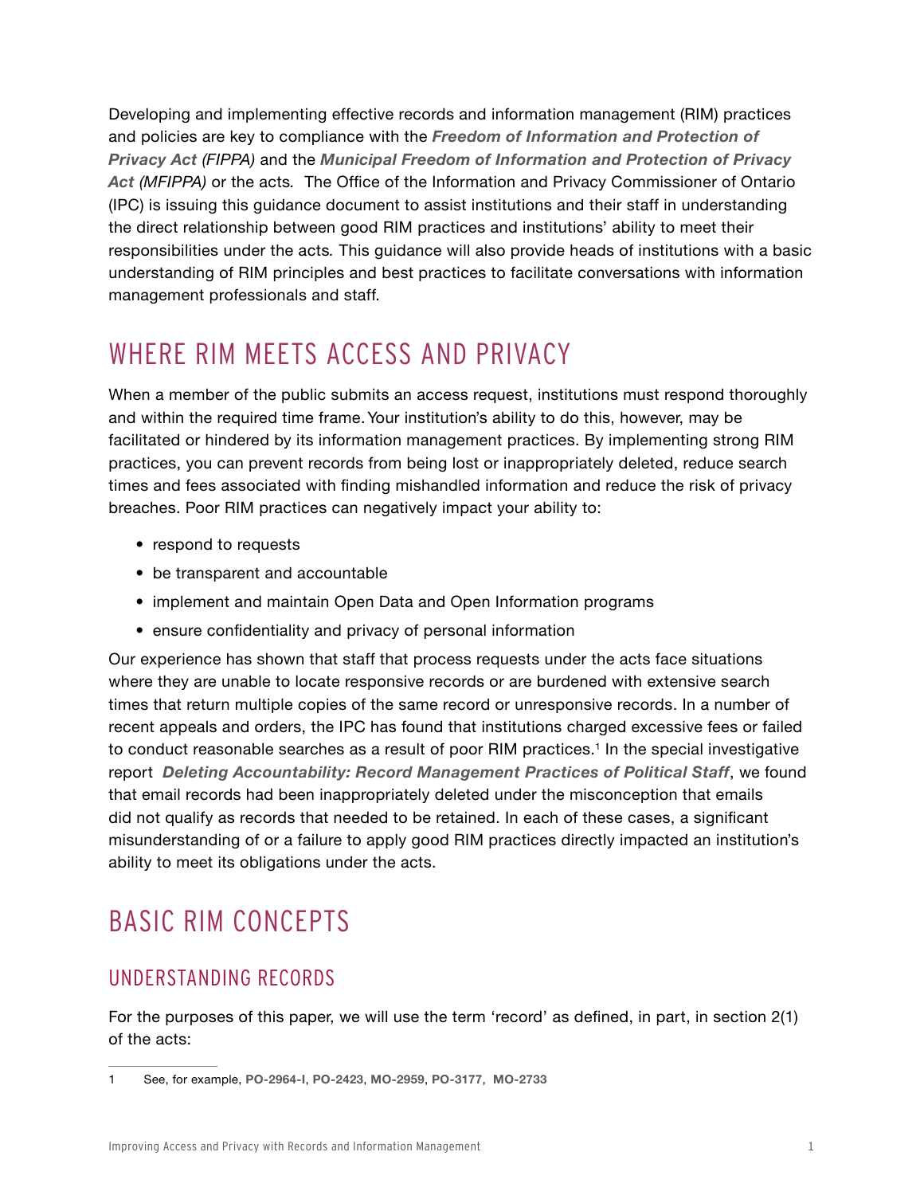Developing and implementing effective records and information management (RIM) practices and policies are key to compliance with the ***Freedom of Information and Protection of Privacy Act (FIPPA)*** and the ***Municipal Freedom of Information and Protection of Privacy Act (MFIPPA)*** or the acts. The Office of the Information and Privacy Commissioner of Ontario (IPC) is issuing this guidance document to assist institutions and their staff in understanding the direct relationship between good RIM practices and institutions' ability to meet their responsibilities under the acts. This guidance will also provide heads of institutions with a basic understanding of RIM principles and best practices to facilitate conversations with information management professionals and staff.

## WHERE RIM MEETS ACCESS AND PRIVACY

When a member of the public submits an access request, institutions must respond thoroughly and within the required time frame. Your institution's ability to do this, however, may be facilitated or hindered by its information management practices. By implementing strong RIM practices, you can prevent records from being lost or inappropriately deleted, reduce search times and fees associated with finding mishandled information and reduce the risk of privacy breaches. Poor RIM practices can negatively impact your ability to:

- respond to requests
- be transparent and accountable
- implement and maintain Open Data and Open Information programs
- ensure confidentiality and privacy of personal information

Our experience has shown that staff that process requests under the acts face situations where they are unable to locate responsive records or are burdened with extensive search times that return multiple copies of the same record or unresponsive records. In a number of recent appeals and orders, the IPC has found that institutions charged excessive fees or failed to conduct reasonable searches as a result of poor RIM practices.[1] In the special investigative report ***Deleting Accountability: Record Management Practices of Political Staff***, we found that email records had been inappropriately deleted under the misconception that emails did not qualify as records that needed to be retained. In each of these cases, a significant misunderstanding of or a failure to apply good RIM practices directly impacted an institution's ability to meet its obligations under the acts.

## BASIC RIM CONCEPTS

### UNDERSTANDING RECORDS

For the purposes of this paper, we will use the term 'record' as defined, in part, in section 2(1) of the acts:

---

1 See, for example, **PO-2964-I**, **PO-2423**, **MO-2959**, **PO-3177**, **MO-2733**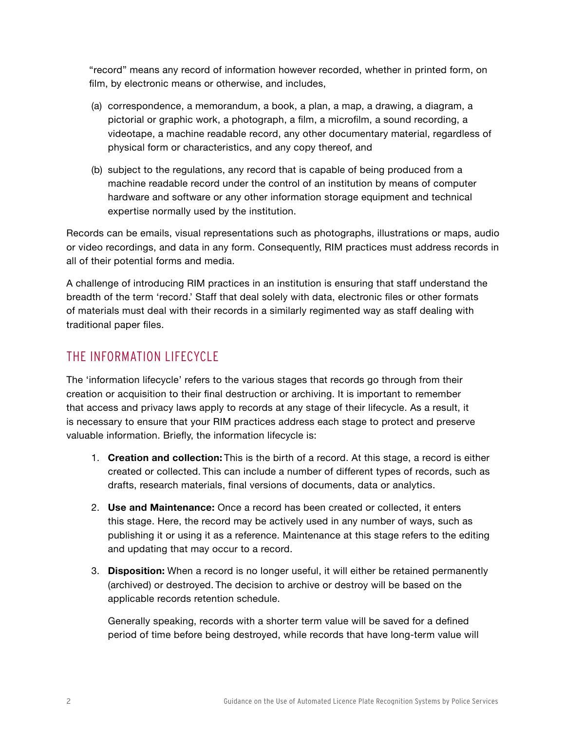“record” means any record of information however recorded, whether in printed form, on film, by electronic means or otherwise, and includes,

(a) correspondence, a memorandum, a book, a plan, a map, a drawing, a diagram, a pictorial or graphic work, a photograph, a film, a microfilm, a sound recording, a videotape, a machine readable record, any other documentary material, regardless of physical form or characteristics, and any copy thereof, and

(b) subject to the regulations, any record that is capable of being produced from a machine readable record under the control of an institution by means of computer hardware and software or any other information storage equipment and technical expertise normally used by the institution.

Records can be emails, visual representations such as photographs, illustrations or maps, audio or video recordings, and data in any form. Consequently, RIM practices must address records in all of their potential forms and media.

A challenge of introducing RIM practices in an institution is ensuring that staff understand the breadth of the term ‘record.’ Staff that deal solely with data, electronic files or other formats of materials must deal with their records in a similarly regimented way as staff dealing with traditional paper files.

## THE INFORMATION LIFECYCLE

The ‘information lifecycle’ refers to the various stages that records go through from their creation or acquisition to their final destruction or archiving. It is important to remember that access and privacy laws apply to records at any stage of their lifecycle. As a result, it is necessary to ensure that your RIM practices address each stage to protect and preserve valuable information. Briefly, the information lifecycle is:

1. **Creation and collection:** This is the birth of a record. At this stage, a record is either created or collected. This can include a number of different types of records, such as drafts, research materials, final versions of documents, data or analytics.

2. **Use and Maintenance:** Once a record has been created or collected, it enters this stage. Here, the record may be actively used in any number of ways, such as publishing it or using it as a reference. Maintenance at this stage refers to the editing and updating that may occur to a record.

3. **Disposition:** When a record is no longer useful, it will either be retained permanently (archived) or destroyed. The decision to archive or destroy will be based on the applicable records retention schedule.

   Generally speaking, records with a shorter term value will be saved for a defined period of time before being destroyed, while records that have long-term value will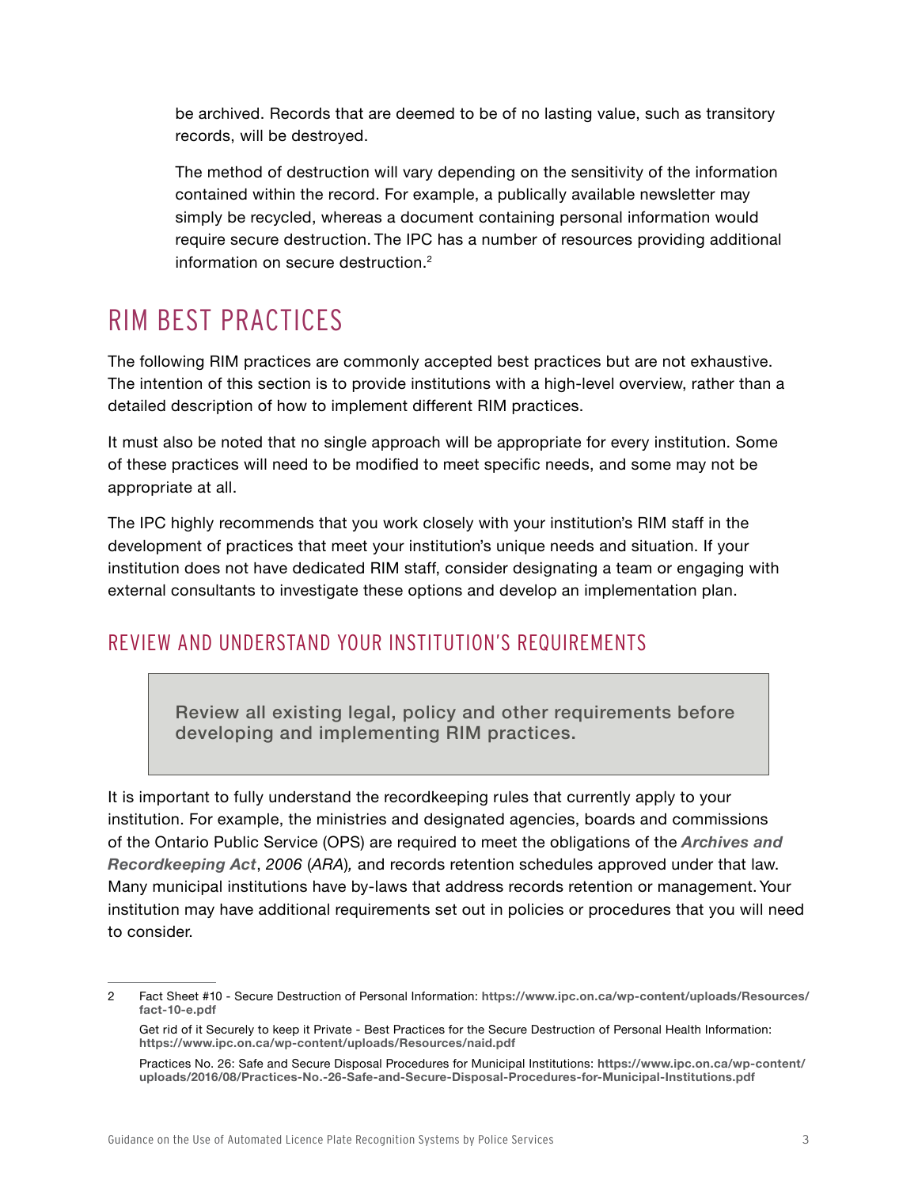be archived. Records that are deemed to be of no lasting value, such as transitory records, will be destroyed.

The method of destruction will vary depending on the sensitivity of the information contained within the record. For example, a publically available newsletter may simply be recycled, whereas a document containing personal information would require secure destruction. The IPC has a number of resources providing additional information on secure destruction.[2]

## RIM BEST PRACTICES

The following RIM practices are commonly accepted best practices but are not exhaustive. The intention of this section is to provide institutions with a high-level overview, rather than a detailed description of how to implement different RIM practices.

It must also be noted that no single approach will be appropriate for every institution. Some of these practices will need to be modified to meet specific needs, and some may not be appropriate at all.

The IPC highly recommends that you work closely with your institution's RIM staff in the development of practices that meet your institution's unique needs and situation. If your institution does not have dedicated RIM staff, consider designating a team or engaging with external consultants to investigate these options and develop an implementation plan.

### REVIEW AND UNDERSTAND YOUR INSTITUTION'S REQUIREMENTS

> **Review all existing legal, policy and other requirements before developing and implementing RIM practices.**

It is important to fully understand the recordkeeping rules that currently apply to your institution. For example, the ministries and designated agencies, boards and commissions of the Ontario Public Service (OPS) are required to meet the obligations of the ***Archives and Recordkeeping Act***, *2006* (*ARA*), and records retention schedules approved under that law. Many municipal institutions have by-laws that address records retention or management. Your institution may have additional requirements set out in policies or procedures that you will need to consider.

---

2 Fact Sheet #10 - Secure Destruction of Personal Information: **https://www.ipc.on.ca/wp-content/uploads/Resources/fact-10-e.pdf**

Get rid of it Securely to keep it Private - Best Practices for the Secure Destruction of Personal Health Information: **https://www.ipc.on.ca/wp-content/uploads/Resources/naid.pdf**

Practices No. 26: Safe and Secure Disposal Procedures for Municipal Institutions: **https://www.ipc.on.ca/wp-content/uploads/2016/08/Practices-No.-26-Safe-and-Secure-Disposal-Procedures-for-Municipal-Institutions.pdf**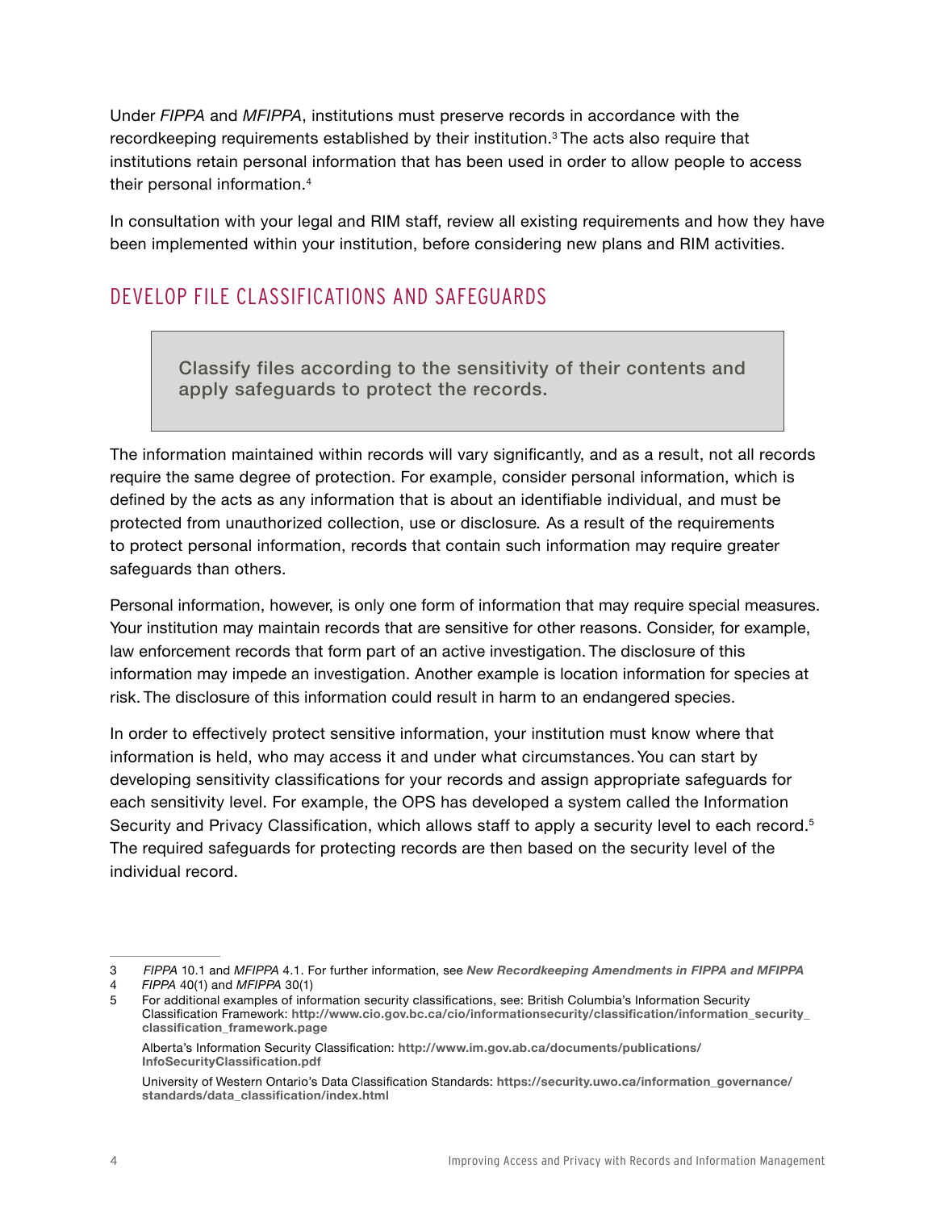Under *FIPPA* and *MFIPPA*, institutions must preserve records in accordance with the recordkeeping requirements established by their institution.[3] The acts also require that institutions retain personal information that has been used in order to allow people to access their personal information.[4]

In consultation with your legal and RIM staff, review all existing requirements and how they have been implemented within your institution, before considering new plans and RIM activities.

## DEVELOP FILE CLASSIFICATIONS AND SAFEGUARDS

> **Classify files according to the sensitivity of their contents and apply safeguards to protect the records.**

The information maintained within records will vary significantly, and as a result, not all records require the same degree of protection. For example, consider personal information, which is defined by the acts as any information that is about an identifiable individual, and must be protected from unauthorized collection, use or disclosure. As a result of the requirements to protect personal information, records that contain such information may require greater safeguards than others.

Personal information, however, is only one form of information that may require special measures. Your institution may maintain records that are sensitive for other reasons. Consider, for example, law enforcement records that form part of an active investigation. The disclosure of this information may impede an investigation. Another example is location information for species at risk. The disclosure of this information could result in harm to an endangered species.

In order to effectively protect sensitive information, your institution must know where that information is held, who may access it and under what circumstances. You can start by developing sensitivity classifications for your records and assign appropriate safeguards for each sensitivity level. For example, the OPS has developed a system called the Information Security and Privacy Classification, which allows staff to apply a security level to each record.[5] The required safeguards for protecting records are then based on the security level of the individual record.

---

3 *FIPPA* 10.1 and *MFIPPA* 4.1. For further information, see ***New Recordkeeping Amendments in FIPPA and MFIPPA***

4 *FIPPA* 40(1) and *MFIPPA* 30(1)

5 For additional examples of information security classifications, see: British Columbia's Information Security Classification Framework: **http://www.cio.gov.bc.ca/cio/informationsecurity/classification/information_security_classification_framework.page**

Alberta's Information Security Classification: **http://www.im.gov.ab.ca/documents/publications/InfoSecurityClassification.pdf**

University of Western Ontario's Data Classification Standards: **https://security.uwo.ca/information_governance/standards/data_classification/index.html**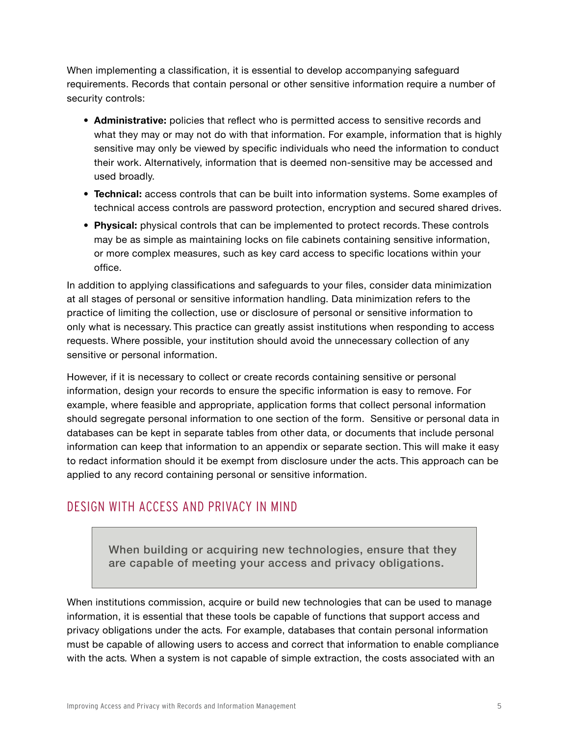When implementing a classification, it is essential to develop accompanying safeguard requirements. Records that contain personal or other sensitive information require a number of security controls:

- **Administrative:** policies that reflect who is permitted access to sensitive records and what they may or may not do with that information. For example, information that is highly sensitive may only be viewed by specific individuals who need the information to conduct their work. Alternatively, information that is deemed non-sensitive may be accessed and used broadly.
- **Technical:** access controls that can be built into information systems. Some examples of technical access controls are password protection, encryption and secured shared drives.
- **Physical:** physical controls that can be implemented to protect records. These controls may be as simple as maintaining locks on file cabinets containing sensitive information, or more complex measures, such as key card access to specific locations within your office.

In addition to applying classifications and safeguards to your files, consider data minimization at all stages of personal or sensitive information handling. Data minimization refers to the practice of limiting the collection, use or disclosure of personal or sensitive information to only what is necessary. This practice can greatly assist institutions when responding to access requests. Where possible, your institution should avoid the unnecessary collection of any sensitive or personal information.

However, if it is necessary to collect or create records containing sensitive or personal information, design your records to ensure the specific information is easy to remove. For example, where feasible and appropriate, application forms that collect personal information should segregate personal information to one section of the form. Sensitive or personal data in databases can be kept in separate tables from other data, or documents that include personal information can keep that information to an appendix or separate section. This will make it easy to redact information should it be exempt from disclosure under the acts. This approach can be applied to any record containing personal or sensitive information.

## DESIGN WITH ACCESS AND PRIVACY IN MIND

> **When building or acquiring new technologies, ensure that they are capable of meeting your access and privacy obligations.**

When institutions commission, acquire or build new technologies that can be used to manage information, it is essential that these tools be capable of functions that support access and privacy obligations under the acts. For example, databases that contain personal information must be capable of allowing users to access and correct that information to enable compliance with the acts. When a system is not capable of simple extraction, the costs associated with an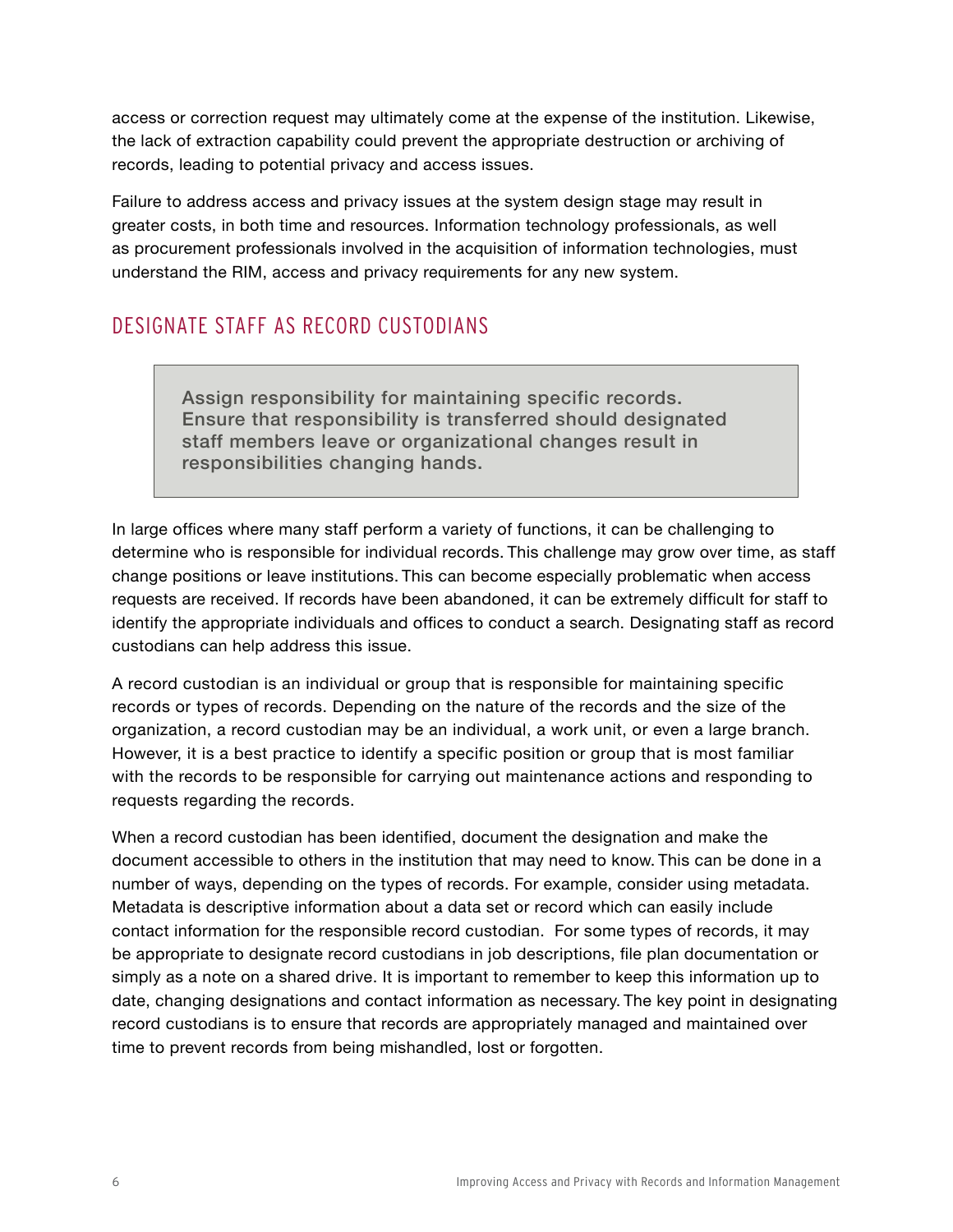access or correction request may ultimately come at the expense of the institution. Likewise, the lack of extraction capability could prevent the appropriate destruction or archiving of records, leading to potential privacy and access issues.

Failure to address access and privacy issues at the system design stage may result in greater costs, in both time and resources. Information technology professionals, as well as procurement professionals involved in the acquisition of information technologies, must understand the RIM, access and privacy requirements for any new system.

## DESIGNATE STAFF AS RECORD CUSTODIANS

> **Assign responsibility for maintaining specific records. Ensure that responsibility is transferred should designated staff members leave or organizational changes result in responsibilities changing hands.**

In large offices where many staff perform a variety of functions, it can be challenging to determine who is responsible for individual records. This challenge may grow over time, as staff change positions or leave institutions. This can become especially problematic when access requests are received. If records have been abandoned, it can be extremely difficult for staff to identify the appropriate individuals and offices to conduct a search. Designating staff as record custodians can help address this issue.

A record custodian is an individual or group that is responsible for maintaining specific records or types of records. Depending on the nature of the records and the size of the organization, a record custodian may be an individual, a work unit, or even a large branch. However, it is a best practice to identify a specific position or group that is most familiar with the records to be responsible for carrying out maintenance actions and responding to requests regarding the records.

When a record custodian has been identified, document the designation and make the document accessible to others in the institution that may need to know. This can be done in a number of ways, depending on the types of records. For example, consider using metadata. Metadata is descriptive information about a data set or record which can easily include contact information for the responsible record custodian. For some types of records, it may be appropriate to designate record custodians in job descriptions, file plan documentation or simply as a note on a shared drive. It is important to remember to keep this information up to date, changing designations and contact information as necessary. The key point in designating record custodians is to ensure that records are appropriately managed and maintained over time to prevent records from being mishandled, lost or forgotten.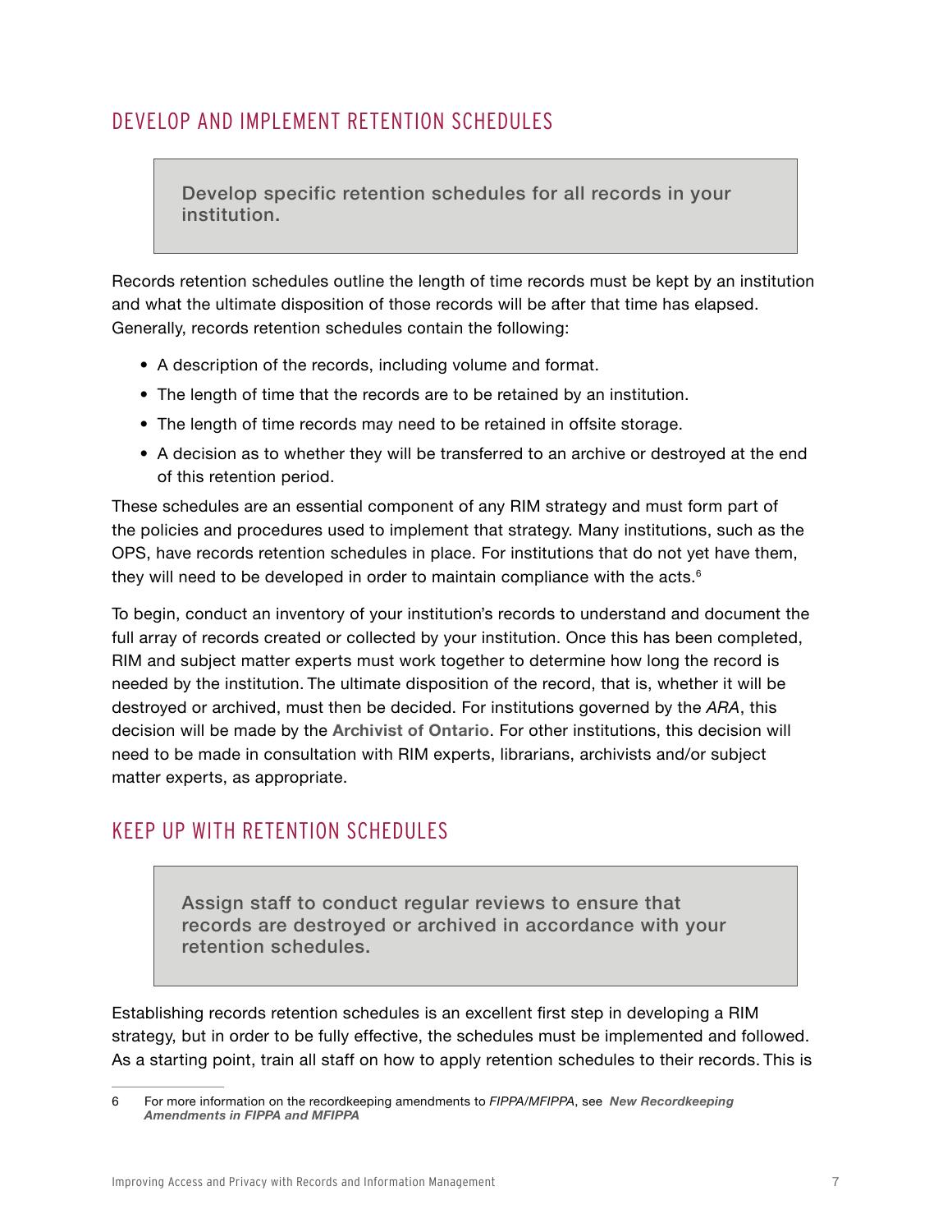## DEVELOP AND IMPLEMENT RETENTION SCHEDULES

> **Develop specific retention schedules for all records in your institution.**

Records retention schedules outline the length of time records must be kept by an institution and what the ultimate disposition of those records will be after that time has elapsed. Generally, records retention schedules contain the following:

- A description of the records, including volume and format.
- The length of time that the records are to be retained by an institution.
- The length of time records may need to be retained in offsite storage.
- A decision as to whether they will be transferred to an archive or destroyed at the end of this retention period.

These schedules are an essential component of any RIM strategy and must form part of the policies and procedures used to implement that strategy. Many institutions, such as the OPS, have records retention schedules in place. For institutions that do not yet have them, they will need to be developed in order to maintain compliance with the acts.[6]

To begin, conduct an inventory of your institution's records to understand and document the full array of records created or collected by your institution. Once this has been completed, RIM and subject matter experts must work together to determine how long the record is needed by the institution. The ultimate disposition of the record, that is, whether it will be destroyed or archived, must then be decided. For institutions governed by the *ARA*, this decision will be made by the **Archivist of Ontario**. For other institutions, this decision will need to be made in consultation with RIM experts, librarians, archivists and/or subject matter experts, as appropriate.

## KEEP UP WITH RETENTION SCHEDULES

> **Assign staff to conduct regular reviews to ensure that records are destroyed or archived in accordance with your retention schedules.**

Establishing records retention schedules is an excellent first step in developing a RIM strategy, but in order to be fully effective, the schedules must be implemented and followed. As a starting point, train all staff on how to apply retention schedules to their records. This is

---

6 For more information on the recordkeeping amendments to *FIPPA/MFIPPA*, see ***New Recordkeeping Amendments in FIPPA and MFIPPA***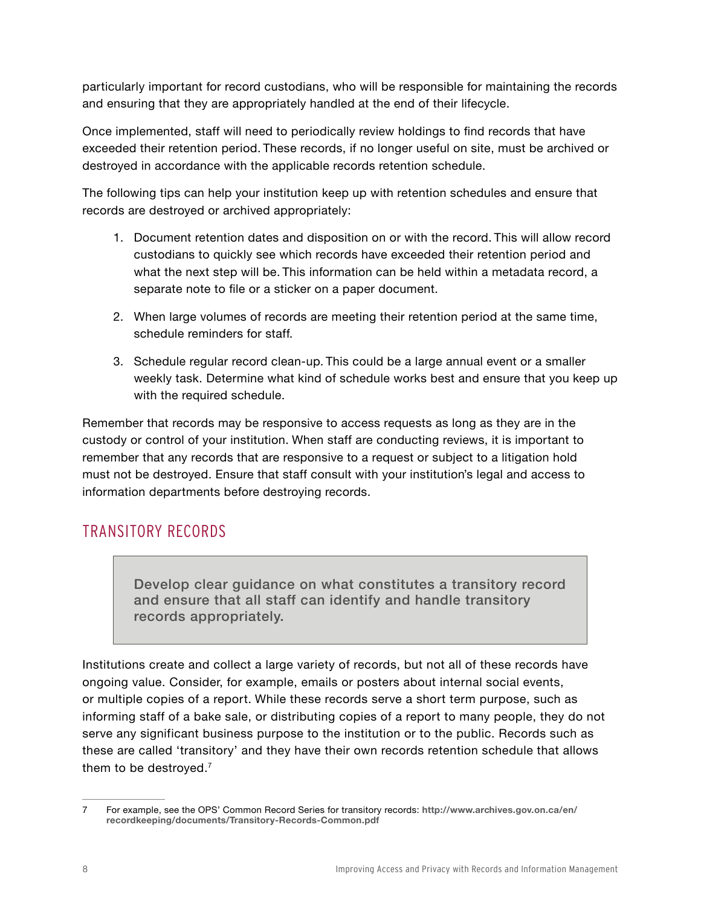particularly important for record custodians, who will be responsible for maintaining the records and ensuring that they are appropriately handled at the end of their lifecycle.

Once implemented, staff will need to periodically review holdings to find records that have exceeded their retention period. These records, if no longer useful on site, must be archived or destroyed in accordance with the applicable records retention schedule.

The following tips can help your institution keep up with retention schedules and ensure that records are destroyed or archived appropriately:

1. Document retention dates and disposition on or with the record. This will allow record custodians to quickly see which records have exceeded their retention period and what the next step will be. This information can be held within a metadata record, a separate note to file or a sticker on a paper document.
2. When large volumes of records are meeting their retention period at the same time, schedule reminders for staff.
3. Schedule regular record clean-up. This could be a large annual event or a smaller weekly task. Determine what kind of schedule works best and ensure that you keep up with the required schedule.

Remember that records may be responsive to access requests as long as they are in the custody or control of your institution. When staff are conducting reviews, it is important to remember that any records that are responsive to a request or subject to a litigation hold must not be destroyed. Ensure that staff consult with your institution's legal and access to information departments before destroying records.

## TRANSITORY RECORDS

> **Develop clear guidance on what constitutes a transitory record and ensure that all staff can identify and handle transitory records appropriately.**

Institutions create and collect a large variety of records, but not all of these records have ongoing value. Consider, for example, emails or posters about internal social events, or multiple copies of a report. While these records serve a short term purpose, such as informing staff of a bake sale, or distributing copies of a report to many people, they do not serve any significant business purpose to the institution or to the public. Records such as these are called 'transitory' and they have their own records retention schedule that allows them to be destroyed.[7]

7 For example, see the OPS' Common Record Series for transitory records: **http://www.archives.gov.on.ca/en/recordkeeping/documents/Transitory-Records-Common.pdf**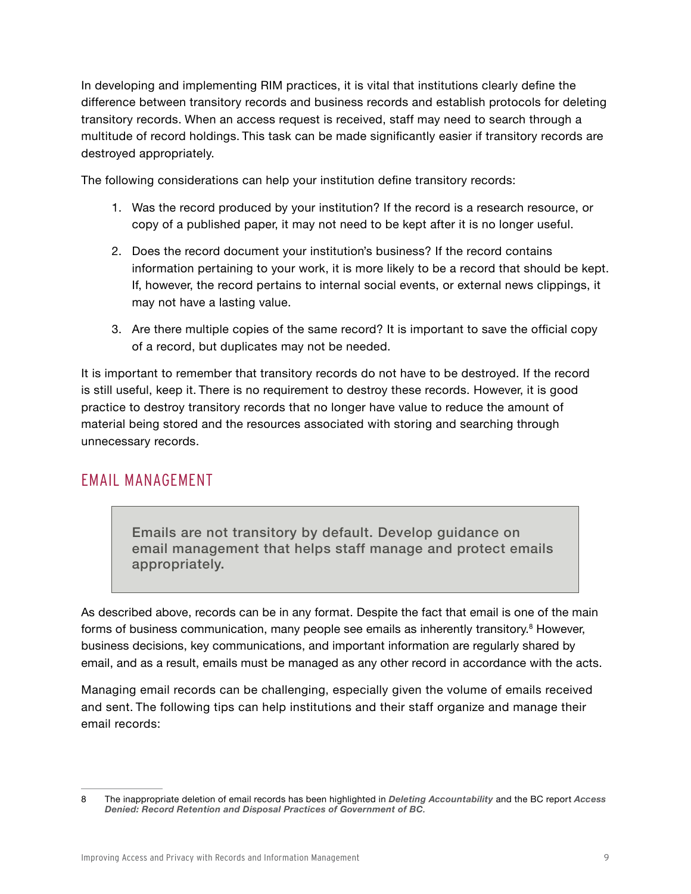In developing and implementing RIM practices, it is vital that institutions clearly define the difference between transitory records and business records and establish protocols for deleting transitory records. When an access request is received, staff may need to search through a multitude of record holdings. This task can be made significantly easier if transitory records are destroyed appropriately.

The following considerations can help your institution define transitory records:

1. Was the record produced by your institution? If the record is a research resource, or copy of a published paper, it may not need to be kept after it is no longer useful.
2. Does the record document your institution's business? If the record contains information pertaining to your work, it is more likely to be a record that should be kept. If, however, the record pertains to internal social events, or external news clippings, it may not have a lasting value.
3. Are there multiple copies of the same record? It is important to save the official copy of a record, but duplicates may not be needed.

It is important to remember that transitory records do not have to be destroyed. If the record is still useful, keep it. There is no requirement to destroy these records. However, it is good practice to destroy transitory records that no longer have value to reduce the amount of material being stored and the resources associated with storing and searching through unnecessary records.

## EMAIL MANAGEMENT

> **Emails are not transitory by default. Develop guidance on email management that helps staff manage and protect emails appropriately.**

As described above, records can be in any format. Despite the fact that email is one of the main forms of business communication, many people see emails as inherently transitory.[8] However, business decisions, key communications, and important information are regularly shared by email, and as a result, emails must be managed as any other record in accordance with the acts.

Managing email records can be challenging, especially given the volume of emails received and sent. The following tips can help institutions and their staff organize and manage their email records:

---

8 The inappropriate deletion of email records has been highlighted in ***Deleting Accountability*** and the BC report ***Access Denied: Record Retention and Disposal Practices of Government of BC.***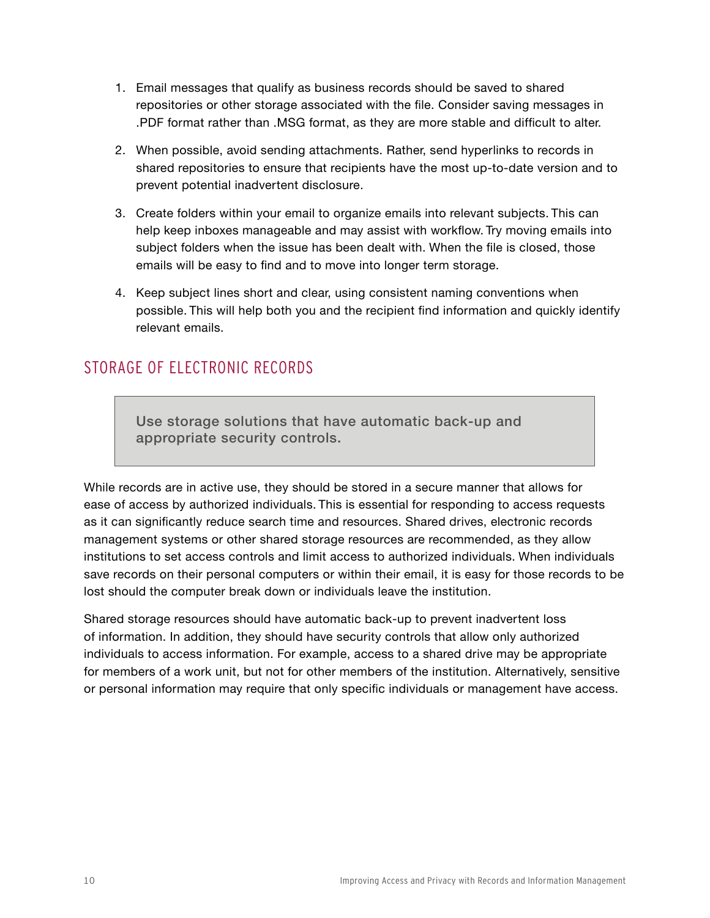1. Email messages that qualify as business records should be saved to shared repositories or other storage associated with the file. Consider saving messages in .PDF format rather than .MSG format, as they are more stable and difficult to alter.
2. When possible, avoid sending attachments. Rather, send hyperlinks to records in shared repositories to ensure that recipients have the most up-to-date version and to prevent potential inadvertent disclosure.
3. Create folders within your email to organize emails into relevant subjects. This can help keep inboxes manageable and may assist with workflow. Try moving emails into subject folders when the issue has been dealt with. When the file is closed, those emails will be easy to find and to move into longer term storage.
4. Keep subject lines short and clear, using consistent naming conventions when possible. This will help both you and the recipient find information and quickly identify relevant emails.

## STORAGE OF ELECTRONIC RECORDS

> **Use storage solutions that have automatic back-up and appropriate security controls.**

While records are in active use, they should be stored in a secure manner that allows for ease of access by authorized individuals. This is essential for responding to access requests as it can significantly reduce search time and resources. Shared drives, electronic records management systems or other shared storage resources are recommended, as they allow institutions to set access controls and limit access to authorized individuals. When individuals save records on their personal computers or within their email, it is easy for those records to be lost should the computer break down or individuals leave the institution.

Shared storage resources should have automatic back-up to prevent inadvertent loss of information. In addition, they should have security controls that allow only authorized individuals to access information. For example, access to a shared drive may be appropriate for members of a work unit, but not for other members of the institution. Alternatively, sensitive or personal information may require that only specific individuals or management have access.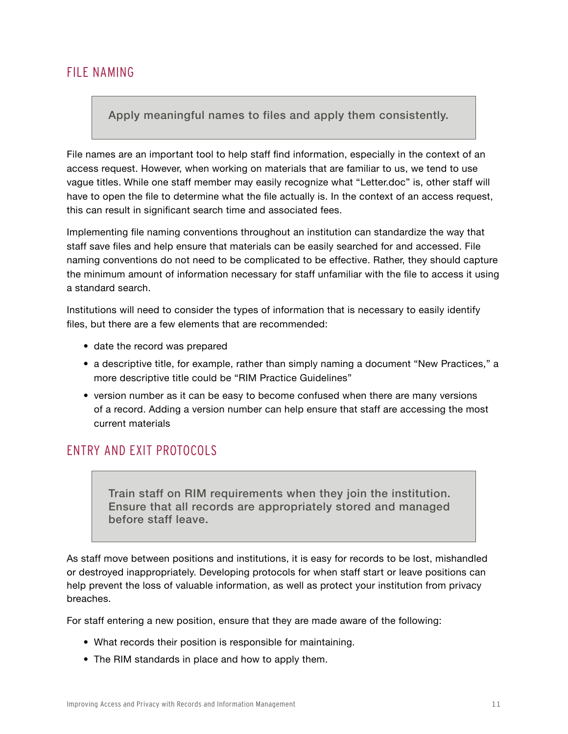## FILE NAMING

> **Apply meaningful names to files and apply them consistently.**

File names are an important tool to help staff find information, especially in the context of an access request. However, when working on materials that are familiar to us, we tend to use vague titles. While one staff member may easily recognize what "Letter.doc" is, other staff will have to open the file to determine what the file actually is. In the context of an access request, this can result in significant search time and associated fees.

Implementing file naming conventions throughout an institution can standardize the way that staff save files and help ensure that materials can be easily searched for and accessed. File naming conventions do not need to be complicated to be effective. Rather, they should capture the minimum amount of information necessary for staff unfamiliar with the file to access it using a standard search.

Institutions will need to consider the types of information that is necessary to easily identify files, but there are a few elements that are recommended:

- date the record was prepared
- a descriptive title, for example, rather than simply naming a document "New Practices," a more descriptive title could be "RIM Practice Guidelines"
- version number as it can be easy to become confused when there are many versions of a record. Adding a version number can help ensure that staff are accessing the most current materials

## ENTRY AND EXIT PROTOCOLS

> **Train staff on RIM requirements when they join the institution. Ensure that all records are appropriately stored and managed before staff leave.**

As staff move between positions and institutions, it is easy for records to be lost, mishandled or destroyed inappropriately. Developing protocols for when staff start or leave positions can help prevent the loss of valuable information, as well as protect your institution from privacy breaches.

For staff entering a new position, ensure that they are made aware of the following:

- What records their position is responsible for maintaining.
- The RIM standards in place and how to apply them.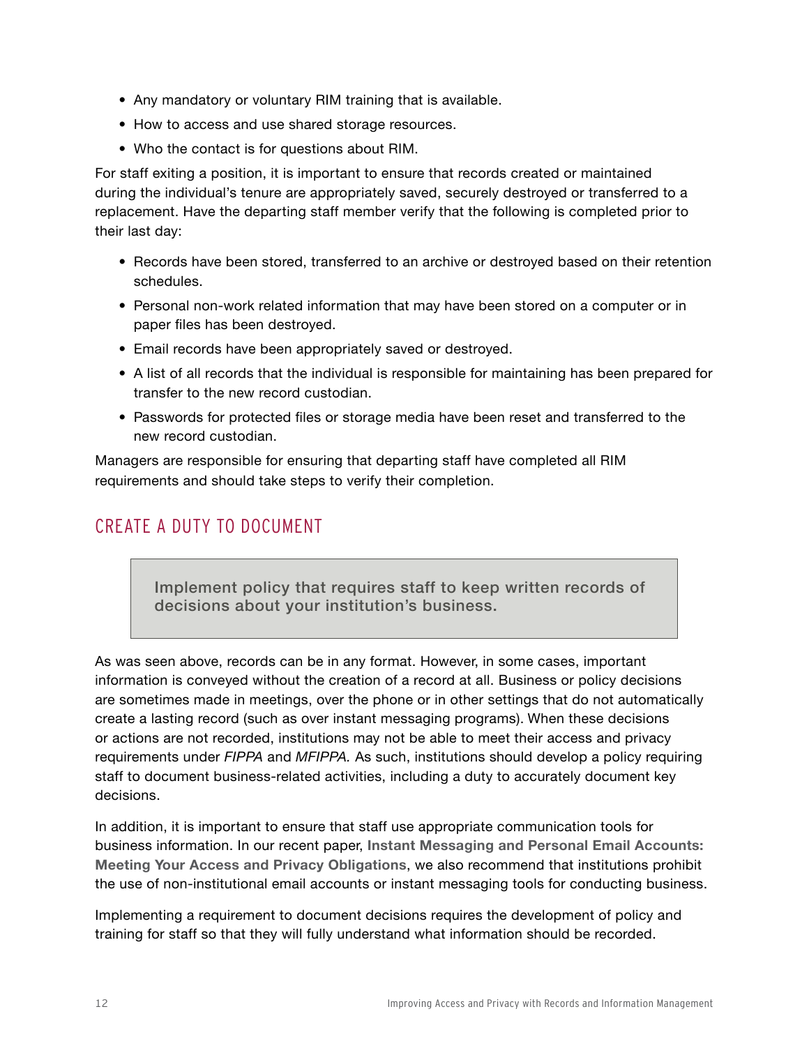- Any mandatory or voluntary RIM training that is available.
- How to access and use shared storage resources.
- Who the contact is for questions about RIM.

For staff exiting a position, it is important to ensure that records created or maintained during the individual's tenure are appropriately saved, securely destroyed or transferred to a replacement. Have the departing staff member verify that the following is completed prior to their last day:

- Records have been stored, transferred to an archive or destroyed based on their retention schedules.
- Personal non-work related information that may have been stored on a computer or in paper files has been destroyed.
- Email records have been appropriately saved or destroyed.
- A list of all records that the individual is responsible for maintaining has been prepared for transfer to the new record custodian.
- Passwords for protected files or storage media have been reset and transferred to the new record custodian.

Managers are responsible for ensuring that departing staff have completed all RIM requirements and should take steps to verify their completion.

## CREATE A DUTY TO DOCUMENT

> **Implement policy that requires staff to keep written records of decisions about your institution's business.**

As was seen above, records can be in any format. However, in some cases, important information is conveyed without the creation of a record at all. Business or policy decisions are sometimes made in meetings, over the phone or in other settings that do not automatically create a lasting record (such as over instant messaging programs). When these decisions or actions are not recorded, institutions may not be able to meet their access and privacy requirements under *FIPPA* and *MFIPPA.* As such, institutions should develop a policy requiring staff to document business-related activities, including a duty to accurately document key decisions.

In addition, it is important to ensure that staff use appropriate communication tools for business information. In our recent paper, **Instant Messaging and Personal Email Accounts: Meeting Your Access and Privacy Obligations**, we also recommend that institutions prohibit the use of non-institutional email accounts or instant messaging tools for conducting business.

Implementing a requirement to document decisions requires the development of policy and training for staff so that they will fully understand what information should be recorded.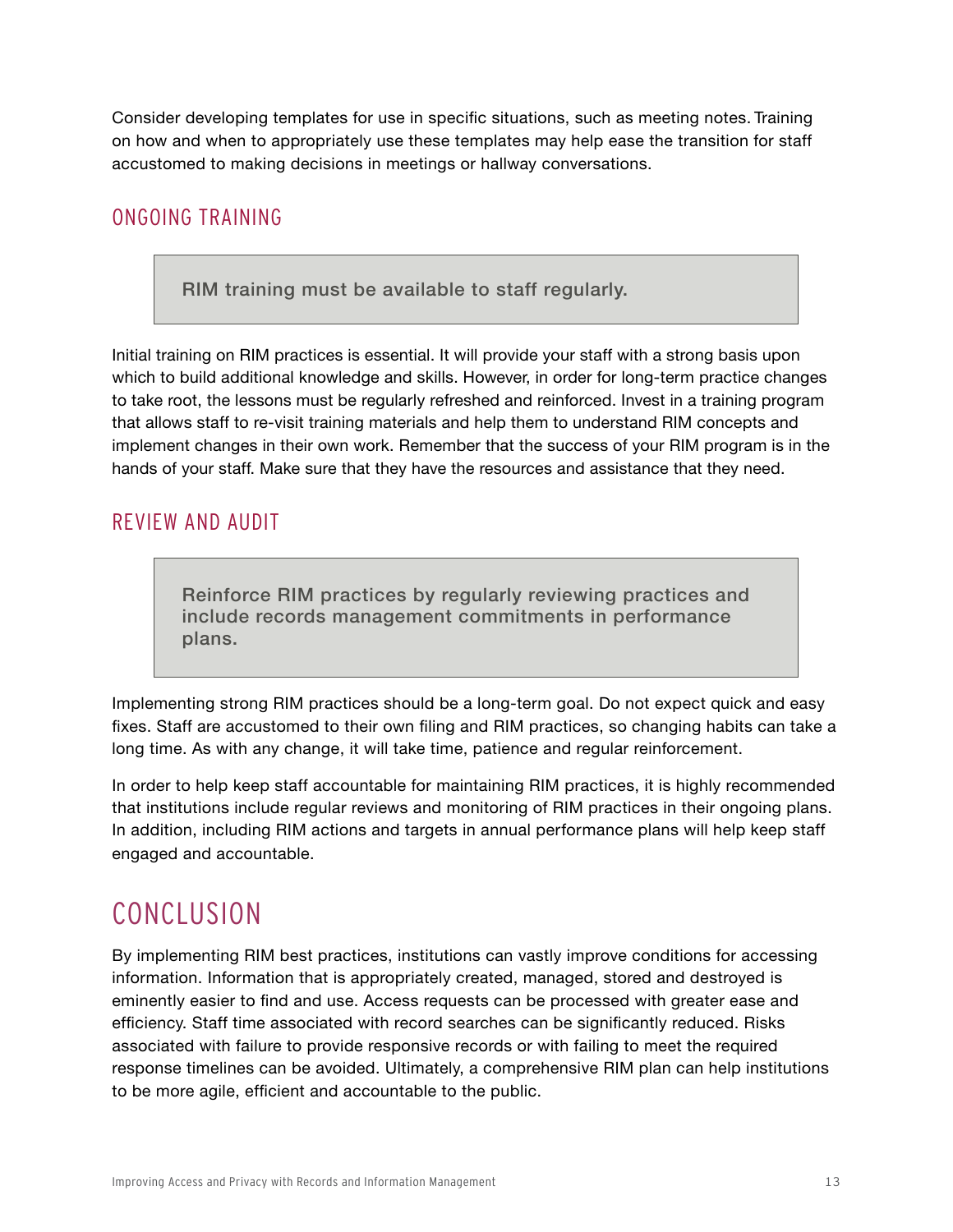Consider developing templates for use in specific situations, such as meeting notes. Training on how and when to appropriately use these templates may help ease the transition for staff accustomed to making decisions in meetings or hallway conversations.

## ONGOING TRAINING

> **RIM training must be available to staff regularly.**

Initial training on RIM practices is essential. It will provide your staff with a strong basis upon which to build additional knowledge and skills. However, in order for long-term practice changes to take root, the lessons must be regularly refreshed and reinforced. Invest in a training program that allows staff to re-visit training materials and help them to understand RIM concepts and implement changes in their own work. Remember that the success of your RIM program is in the hands of your staff. Make sure that they have the resources and assistance that they need.

## REVIEW AND AUDIT

> **Reinforce RIM practices by regularly reviewing practices and include records management commitments in performance plans.**

Implementing strong RIM practices should be a long-term goal. Do not expect quick and easy fixes. Staff are accustomed to their own filing and RIM practices, so changing habits can take a long time. As with any change, it will take time, patience and regular reinforcement.

In order to help keep staff accountable for maintaining RIM practices, it is highly recommended that institutions include regular reviews and monitoring of RIM practices in their ongoing plans. In addition, including RIM actions and targets in annual performance plans will help keep staff engaged and accountable.

# CONCLUSION

By implementing RIM best practices, institutions can vastly improve conditions for accessing information. Information that is appropriately created, managed, stored and destroyed is eminently easier to find and use. Access requests can be processed with greater ease and efficiency. Staff time associated with record searches can be significantly reduced. Risks associated with failure to provide responsive records or with failing to meet the required response timelines can be avoided. Ultimately, a comprehensive RIM plan can help institutions to be more agile, efficient and accountable to the public.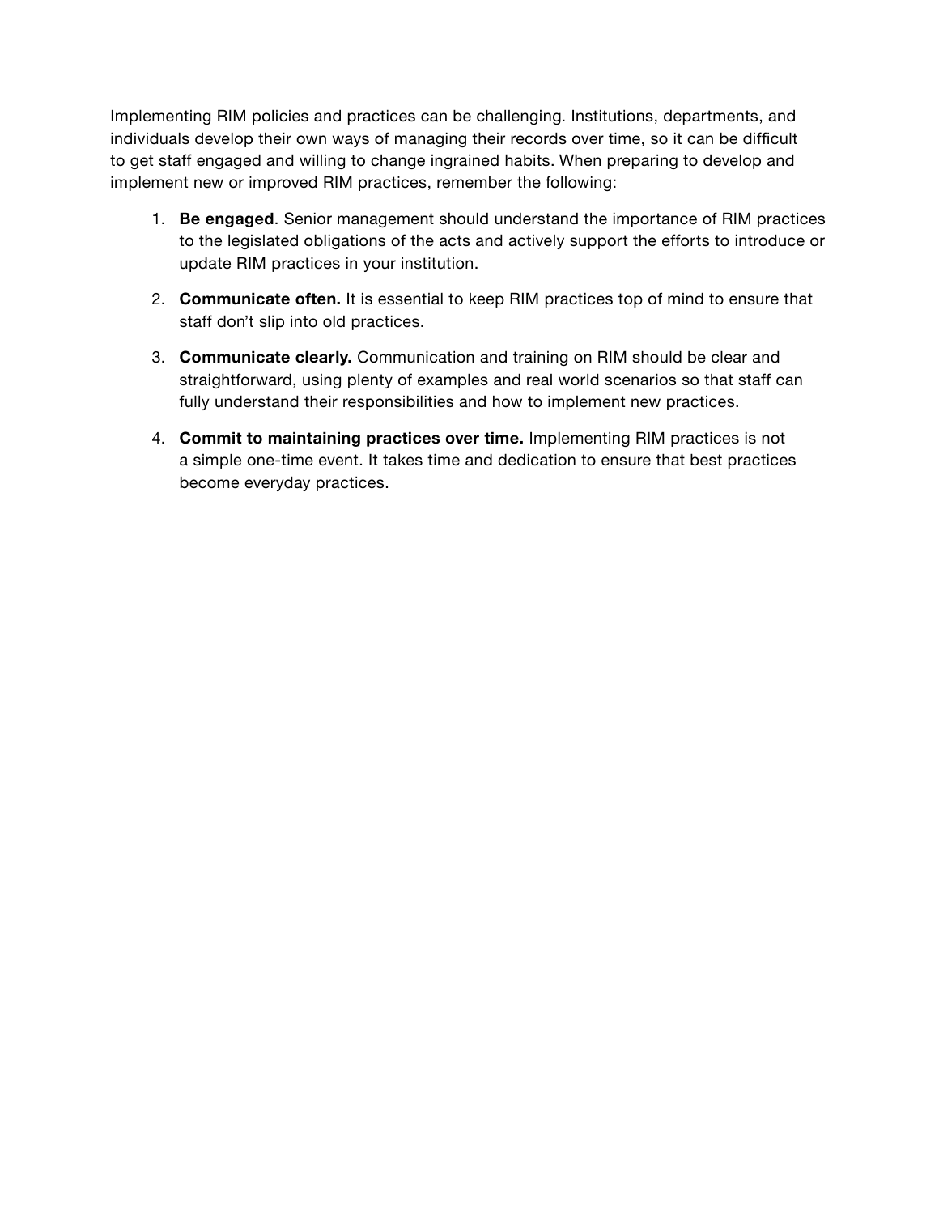Implementing RIM policies and practices can be challenging. Institutions, departments, and individuals develop their own ways of managing their records over time, so it can be difficult to get staff engaged and willing to change ingrained habits. When preparing to develop and implement new or improved RIM practices, remember the following:

1. **Be engaged**. Senior management should understand the importance of RIM practices to the legislated obligations of the acts and actively support the efforts to introduce or update RIM practices in your institution.
2. **Communicate often.** It is essential to keep RIM practices top of mind to ensure that staff don't slip into old practices.
3. **Communicate clearly.** Communication and training on RIM should be clear and straightforward, using plenty of examples and real world scenarios so that staff can fully understand their responsibilities and how to implement new practices.
4. **Commit to maintaining practices over time.** Implementing RIM practices is not a simple one-time event. It takes time and dedication to ensure that best practices become everyday practices.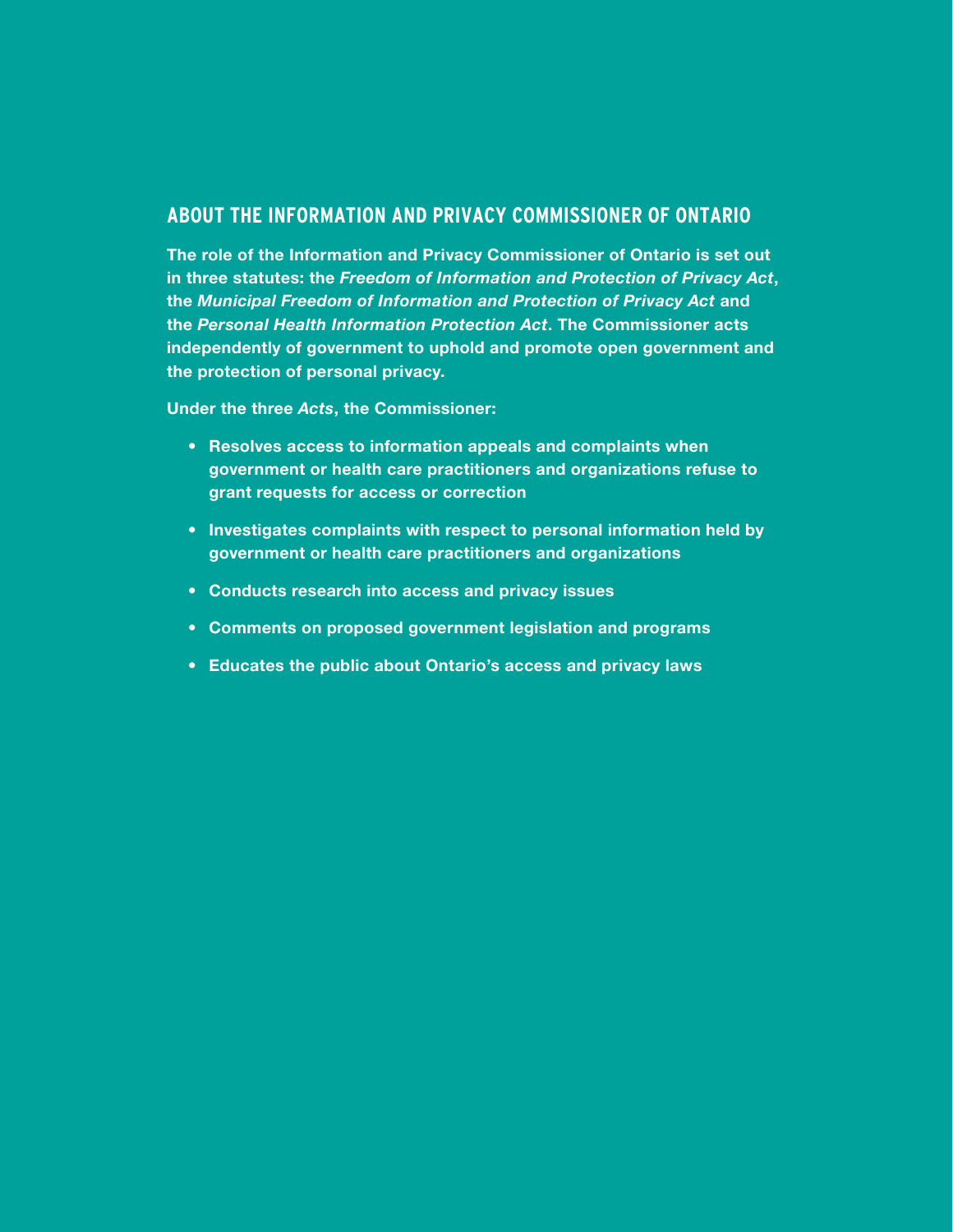## ABOUT THE INFORMATION AND PRIVACY COMMISSIONER OF ONTARIO

**The role of the Information and Privacy Commissioner of Ontario is set out in three statutes: the *Freedom of Information and Protection of Privacy Act*, the *Municipal Freedom of Information and Protection of Privacy Act* and the *Personal Health Information Protection Act*. The Commissioner acts independently of government to uphold and promote open government and the protection of personal privacy.**

**Under the three *Acts*, the Commissioner:**

- **Resolves access to information appeals and complaints when government or health care practitioners and organizations refuse to grant requests for access or correction**
- **Investigates complaints with respect to personal information held by government or health care practitioners and organizations**
- **Conducts research into access and privacy issues**
- **Comments on proposed government legislation and programs**
- **Educates the public about Ontario's access and privacy laws**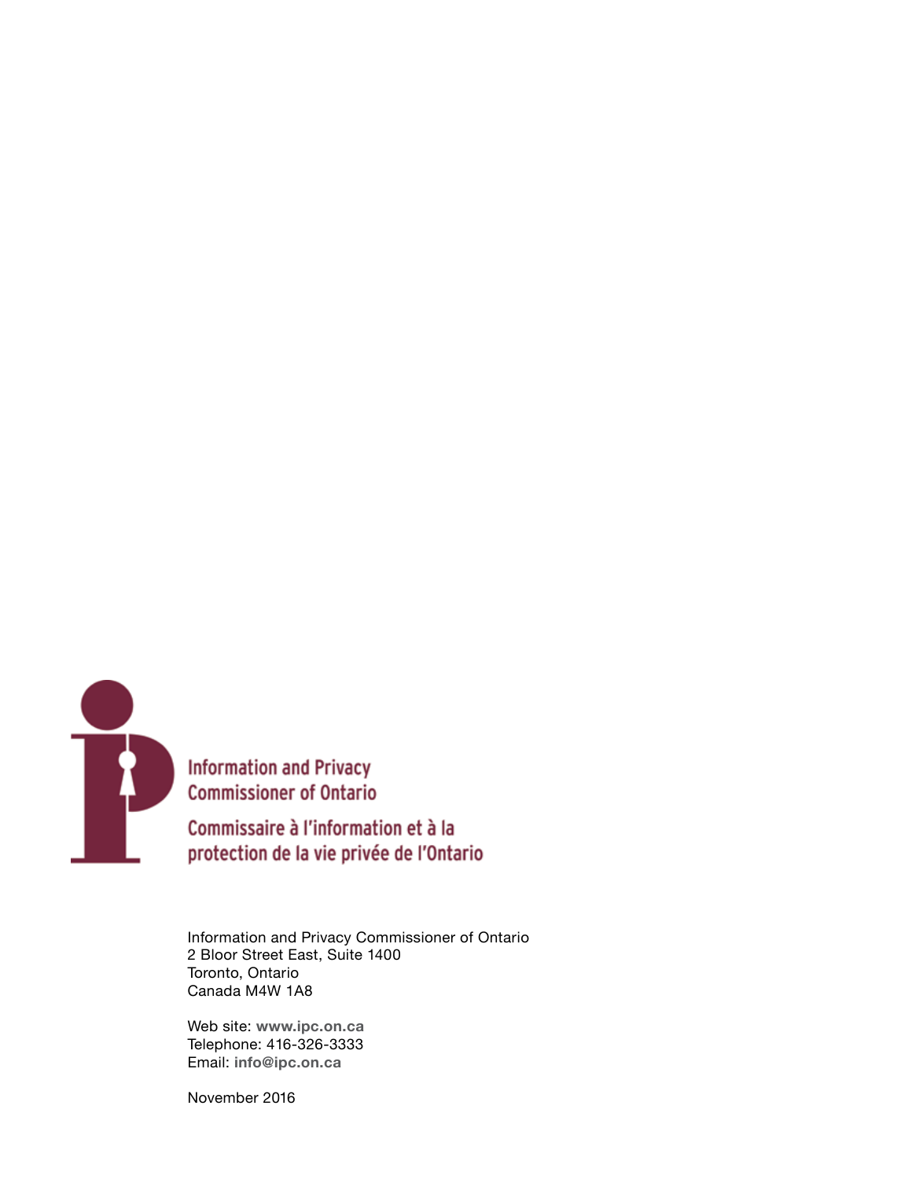Information and Privacy
Commissioner of Ontario

Commissaire à l'information et à la
protection de la vie privée de l'Ontario

Information and Privacy Commissioner of Ontario
2 Bloor Street East, Suite 1400
Toronto, Ontario
Canada M4W 1A8

Web site: **www.ipc.on.ca**
Telephone: 416-326-3333
Email: **info@ipc.on.ca**

November 2016